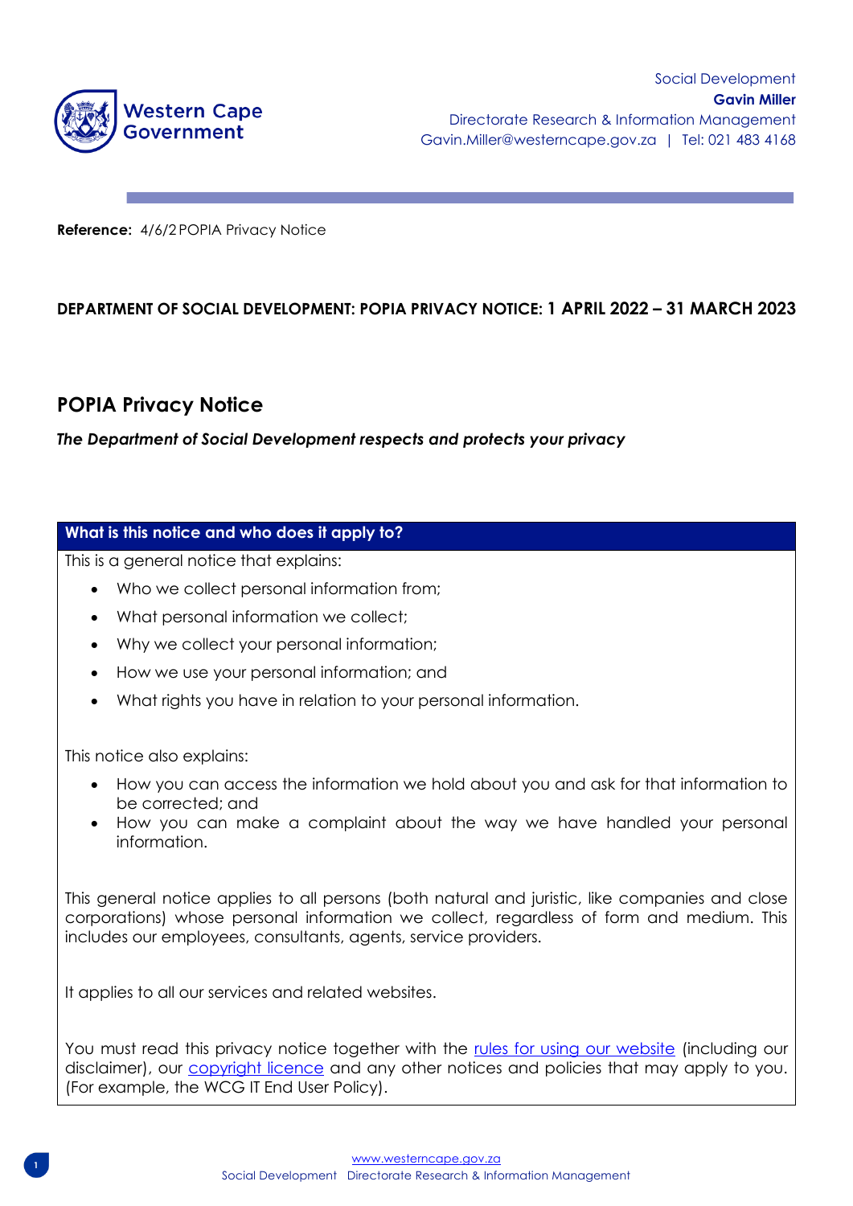Western Cape Government

Social Development
**Gavin Miller**
Directorate Research & Information Management
Gavin.Miller@westerncape.gov.za | Tel: 021 483 4168

**Reference:** 4/6/2 POPIA Privacy Notice

**DEPARTMENT OF SOCIAL DEVELOPMENT: POPIA PRIVACY NOTICE: 1 APRIL 2022 – 31 MARCH 2023**

## POPIA Privacy Notice

***The Department of Social Development respects and protects your privacy***

### What is this notice and who does it apply to?

This is a general notice that explains:

- Who we collect personal information from;
- What personal information we collect;
- Why we collect your personal information;
- How we use your personal information; and
- What rights you have in relation to your personal information.

This notice also explains:

- How you can access the information we hold about you and ask for that information to be corrected; and
- How you can make a complaint about the way we have handled your personal information.

This general notice applies to all persons (both natural and juristic, like companies and close corporations) whose personal information we collect, regardless of form and medium. This includes our employees, consultants, agents, service providers.

It applies to all our services and related websites.

You must read this privacy notice together with the rules for using our website (including our disclaimer), our copyright licence and any other notices and policies that may apply to you. (For example, the WCG IT End User Policy).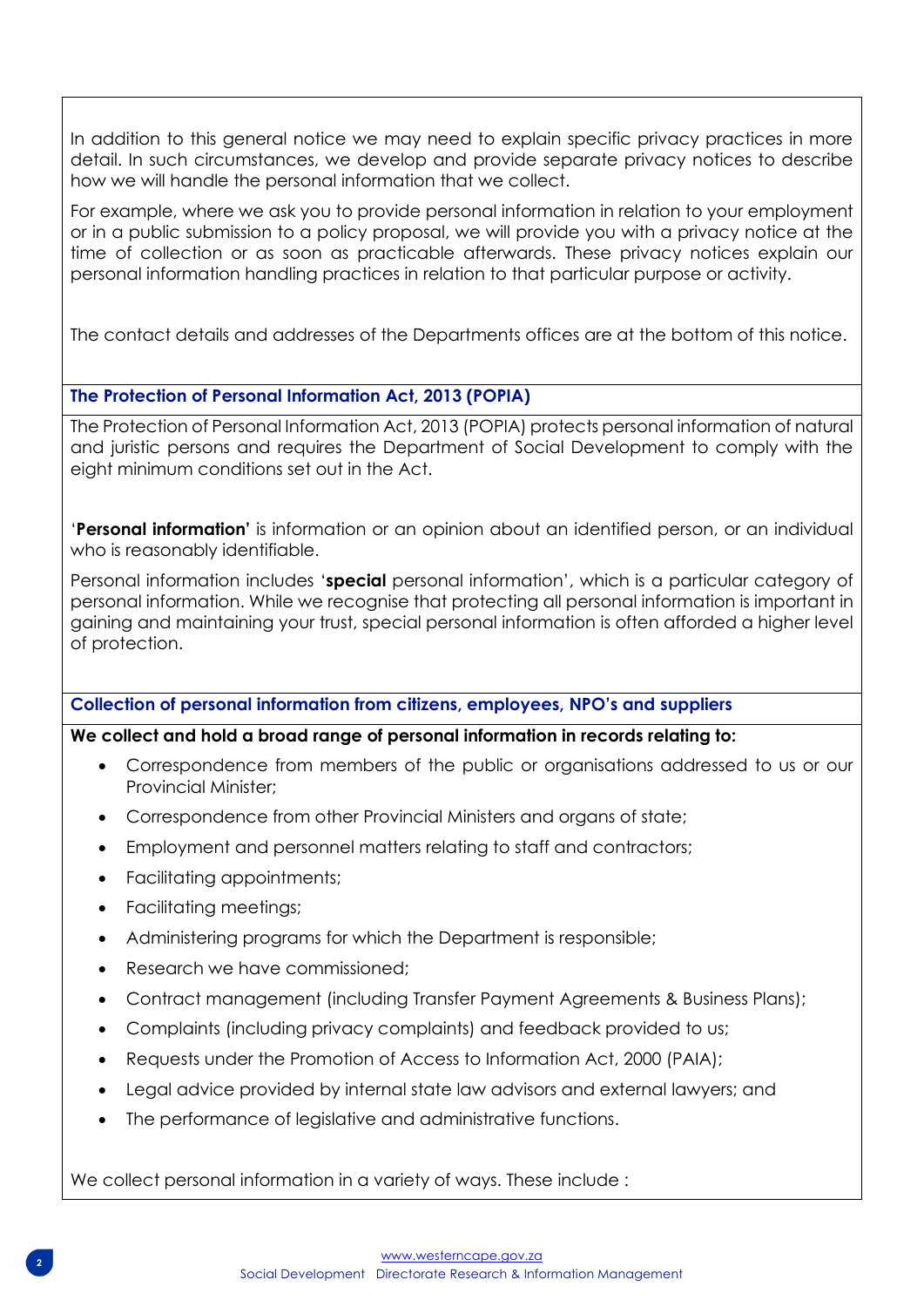In addition to this general notice we may need to explain specific privacy practices in more detail. In such circumstances, we develop and provide separate privacy notices to describe how we will handle the personal information that we collect.

For example, where we ask you to provide personal information in relation to your employment or in a public submission to a policy proposal, we will provide you with a privacy notice at the time of collection or as soon as practicable afterwards. These privacy notices explain our personal information handling practices in relation to that particular purpose or activity.

The contact details and addresses of the Departments offices are at the bottom of this notice.

## The Protection of Personal Information Act, 2013 (POPIA)

The Protection of Personal Information Act, 2013 (POPIA) protects personal information of natural and juristic persons and requires the Department of Social Development to comply with the eight minimum conditions set out in the Act.

'**Personal information'** is information or an opinion about an identified person, or an individual who is reasonably identifiable.

Personal information includes '**special** personal information', which is a particular category of personal information. While we recognise that protecting all personal information is important in gaining and maintaining your trust, special personal information is often afforded a higher level of protection.

## Collection of personal information from citizens, employees, NPO's and suppliers

**We collect and hold a broad range of personal information in records relating to:**

- Correspondence from members of the public or organisations addressed to us or our Provincial Minister;
- Correspondence from other Provincial Ministers and organs of state;
- Employment and personnel matters relating to staff and contractors;
- Facilitating appointments;
- Facilitating meetings;
- Administering programs for which the Department is responsible;
- Research we have commissioned;
- Contract management (including Transfer Payment Agreements & Business Plans);
- Complaints (including privacy complaints) and feedback provided to us;
- Requests under the Promotion of Access to Information Act, 2000 (PAIA);
- Legal advice provided by internal state law advisors and external lawyers; and
- The performance of legislative and administrative functions.

We collect personal information in a variety of ways. These include :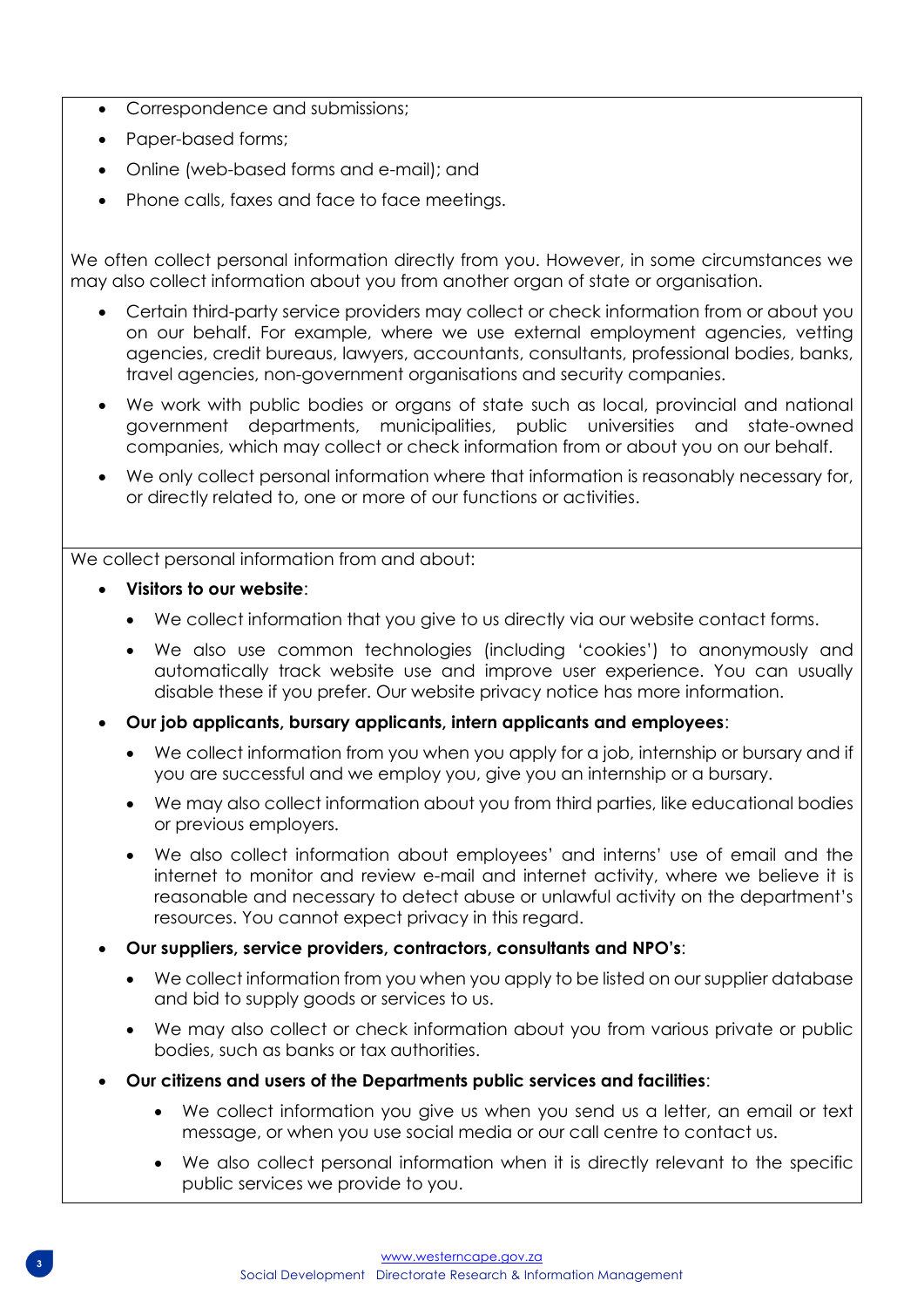- Correspondence and submissions;
- Paper-based forms;
- Online (web-based forms and e-mail); and
- Phone calls, faxes and face to face meetings.

We often collect personal information directly from you. However, in some circumstances we may also collect information about you from another organ of state or organisation.

- Certain third-party service providers may collect or check information from or about you on our behalf. For example, where we use external employment agencies, vetting agencies, credit bureaus, lawyers, accountants, consultants, professional bodies, banks, travel agencies, non-government organisations and security companies.
- We work with public bodies or organs of state such as local, provincial and national government departments, municipalities, public universities and state-owned companies, which may collect or check information from or about you on our behalf.
- We only collect personal information where that information is reasonably necessary for, or directly related to, one or more of our functions or activities.

We collect personal information from and about:

- **Visitors to our website**:
  - We collect information that you give to us directly via our website contact forms.
  - We also use common technologies (including 'cookies') to anonymously and automatically track website use and improve user experience. You can usually disable these if you prefer. Our website privacy notice has more information.
- **Our job applicants, bursary applicants, intern applicants and employees**:
  - We collect information from you when you apply for a job, internship or bursary and if you are successful and we employ you, give you an internship or a bursary.
  - We may also collect information about you from third parties, like educational bodies or previous employers.
  - We also collect information about employees' and interns' use of email and the internet to monitor and review e-mail and internet activity, where we believe it is reasonable and necessary to detect abuse or unlawful activity on the department's resources. You cannot expect privacy in this regard.
- **Our suppliers, service providers, contractors, consultants and NPO's**:
  - We collect information from you when you apply to be listed on our supplier database and bid to supply goods or services to us.
  - We may also collect or check information about you from various private or public bodies, such as banks or tax authorities.
- **Our citizens and users of the Departments public services and facilities**:
  - We collect information you give us when you send us a letter, an email or text message, or when you use social media or our call centre to contact us.
  - We also collect personal information when it is directly relevant to the specific public services we provide to you.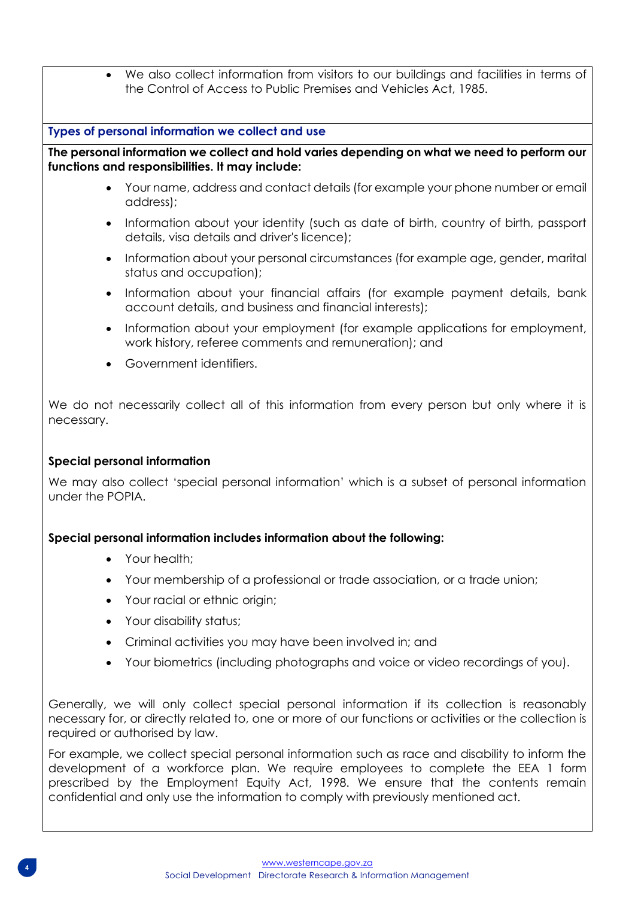- We also collect information from visitors to our buildings and facilities in terms of the Control of Access to Public Premises and Vehicles Act, 1985.

### Types of personal information we collect and use

**The personal information we collect and hold varies depending on what we need to perform our functions and responsibilities. It may include:**

- Your name, address and contact details (for example your phone number or email address);
- Information about your identity (such as date of birth, country of birth, passport details, visa details and driver's licence);
- Information about your personal circumstances (for example age, gender, marital status and occupation);
- Information about your financial affairs (for example payment details, bank account details, and business and financial interests);
- Information about your employment (for example applications for employment, work history, referee comments and remuneration); and
- Government identifiers.

We do not necessarily collect all of this information from every person but only where it is necessary.

**Special personal information**

We may also collect 'special personal information' which is a subset of personal information under the POPIA.

**Special personal information includes information about the following:**

- Your health;
- Your membership of a professional or trade association, or a trade union;
- Your racial or ethnic origin;
- Your disability status;
- Criminal activities you may have been involved in; and
- Your biometrics (including photographs and voice or video recordings of you).

Generally, we will only collect special personal information if its collection is reasonably necessary for, or directly related to, one or more of our functions or activities or the collection is required or authorised by law.

For example, we collect special personal information such as race and disability to inform the development of a workforce plan. We require employees to complete the EEA 1 form prescribed by the Employment Equity Act, 1998. We ensure that the contents remain confidential and only use the information to comply with previously mentioned act.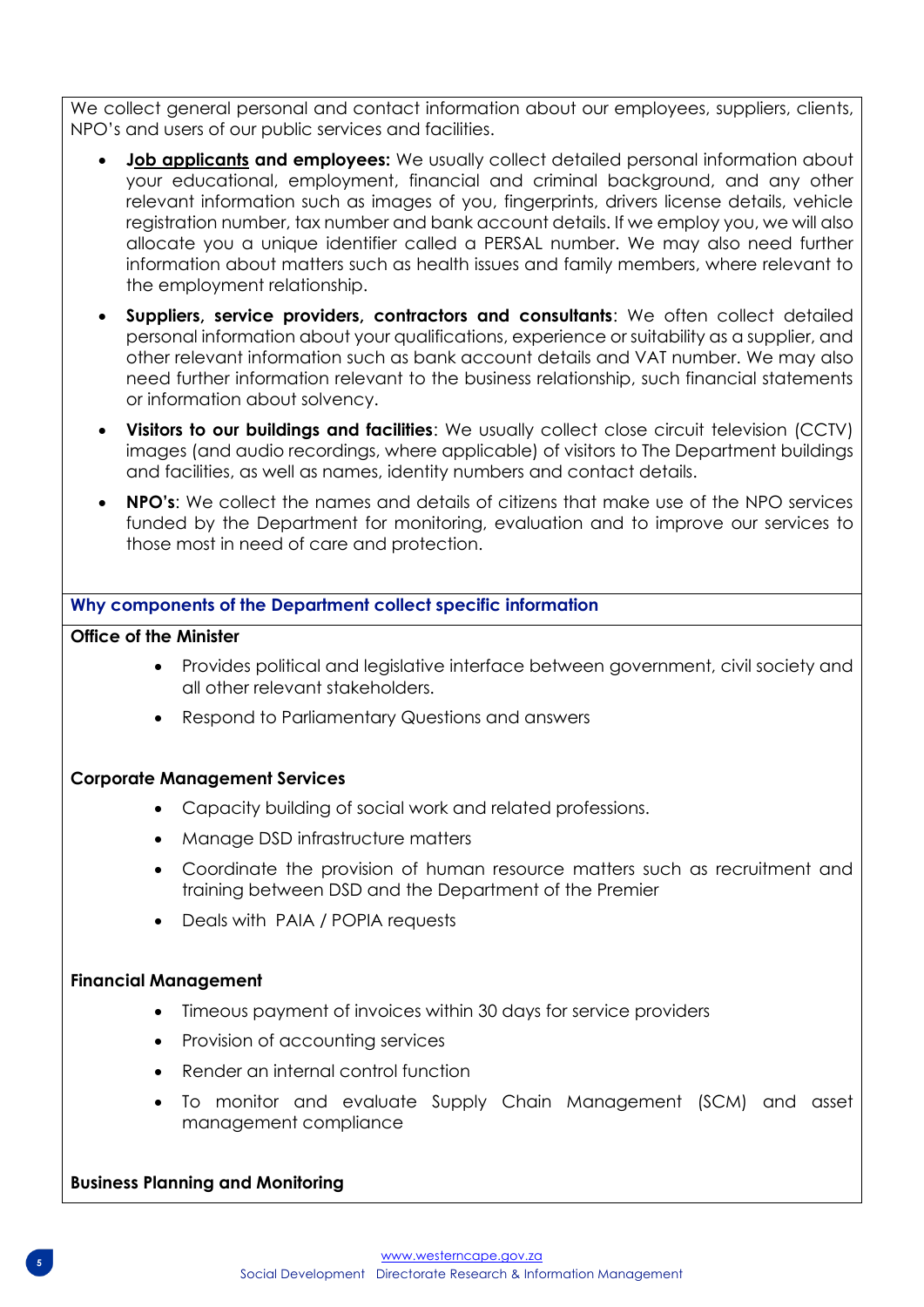We collect general personal and contact information about our employees, suppliers, clients, NPO's and users of our public services and facilities.

- **Job applicants and employees:** We usually collect detailed personal information about your educational, employment, financial and criminal background, and any other relevant information such as images of you, fingerprints, drivers license details, vehicle registration number, tax number and bank account details. If we employ you, we will also allocate you a unique identifier called a PERSAL number. We may also need further information about matters such as health issues and family members, where relevant to the employment relationship.
- **Suppliers, service providers, contractors and consultants**: We often collect detailed personal information about your qualifications, experience or suitability as a supplier, and other relevant information such as bank account details and VAT number. We may also need further information relevant to the business relationship, such financial statements or information about solvency.
- **Visitors to our buildings and facilities**: We usually collect close circuit television (CCTV) images (and audio recordings, where applicable) of visitors to The Department buildings and facilities, as well as names, identity numbers and contact details.
- **NPO's**: We collect the names and details of citizens that make use of the NPO services funded by the Department for monitoring, evaluation and to improve our services to those most in need of care and protection.

## Why components of the Department collect specific information

**Office of the Minister**

- Provides political and legislative interface between government, civil society and all other relevant stakeholders.
- Respond to Parliamentary Questions and answers

**Corporate Management Services**

- Capacity building of social work and related professions.
- Manage DSD infrastructure matters
- Coordinate the provision of human resource matters such as recruitment and training between DSD and the Department of the Premier
- Deals with PAIA / POPIA requests

**Financial Management**

- Timeous payment of invoices within 30 days for service providers
- Provision of accounting services
- Render an internal control function
- To monitor and evaluate Supply Chain Management (SCM) and asset management compliance

**Business Planning and Monitoring**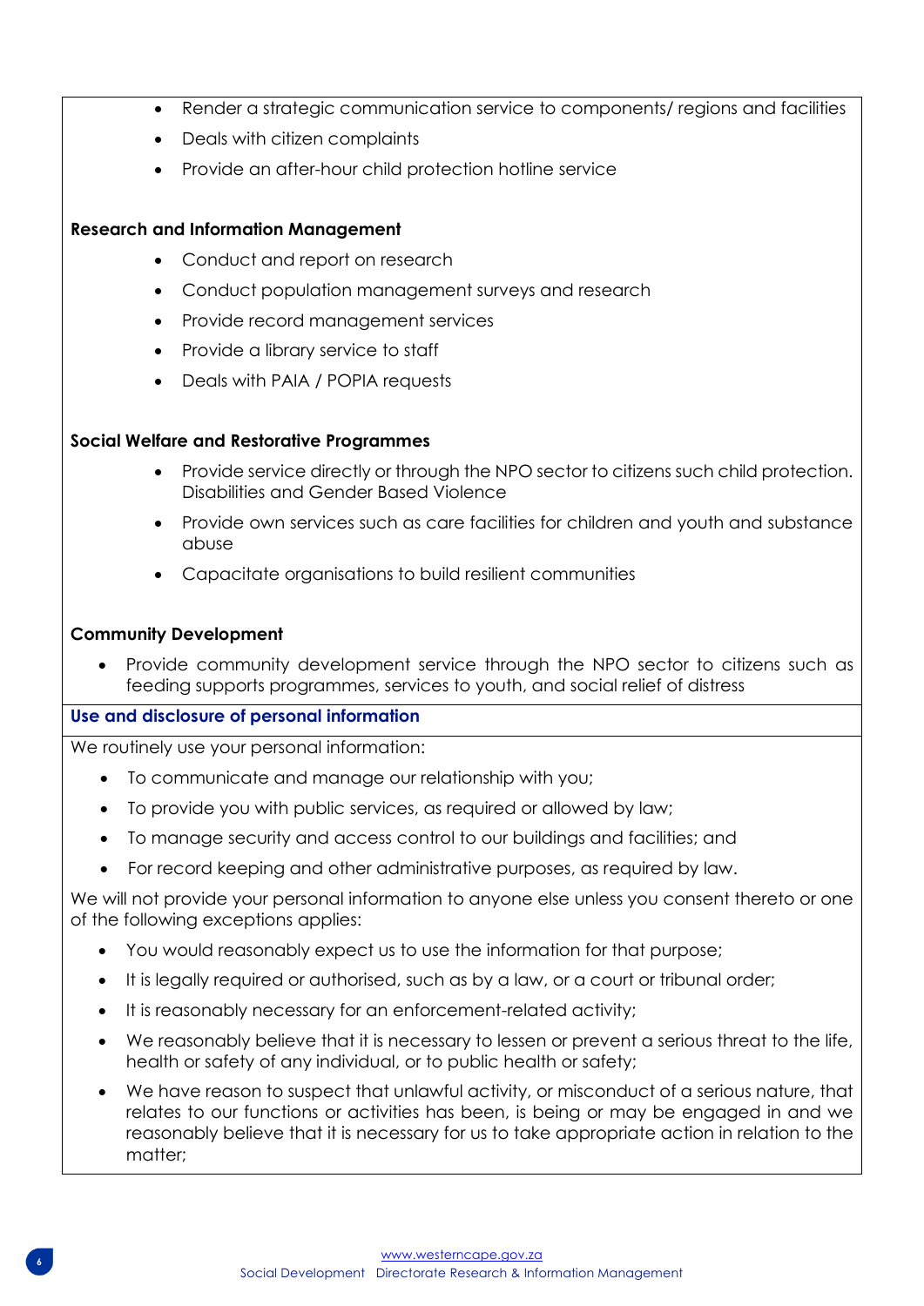- Render a strategic communication service to components/ regions and facilities
- Deals with citizen complaints
- Provide an after-hour child protection hotline service

**Research and Information Management**

- Conduct and report on research
- Conduct population management surveys and research
- Provide record management services
- Provide a library service to staff
- Deals with PAIA / POPIA requests

**Social Welfare and Restorative Programmes**

- Provide service directly or through the NPO sector to citizens such child protection. Disabilities and Gender Based Violence
- Provide own services such as care facilities for children and youth and substance abuse
- Capacitate organisations to build resilient communities

**Community Development**

- Provide community development service through the NPO sector to citizens such as feeding supports programmes, services to youth, and social relief of distress

## Use and disclosure of personal information

We routinely use your personal information:

- To communicate and manage our relationship with you;
- To provide you with public services, as required or allowed by law;
- To manage security and access control to our buildings and facilities; and
- For record keeping and other administrative purposes, as required by law.

We will not provide your personal information to anyone else unless you consent thereto or one of the following exceptions applies:

- You would reasonably expect us to use the information for that purpose;
- It is legally required or authorised, such as by a law, or a court or tribunal order;
- It is reasonably necessary for an enforcement-related activity;
- We reasonably believe that it is necessary to lessen or prevent a serious threat to the life, health or safety of any individual, or to public health or safety;
- We have reason to suspect that unlawful activity, or misconduct of a serious nature, that relates to our functions or activities has been, is being or may be engaged in and we reasonably believe that it is necessary for us to take appropriate action in relation to the matter;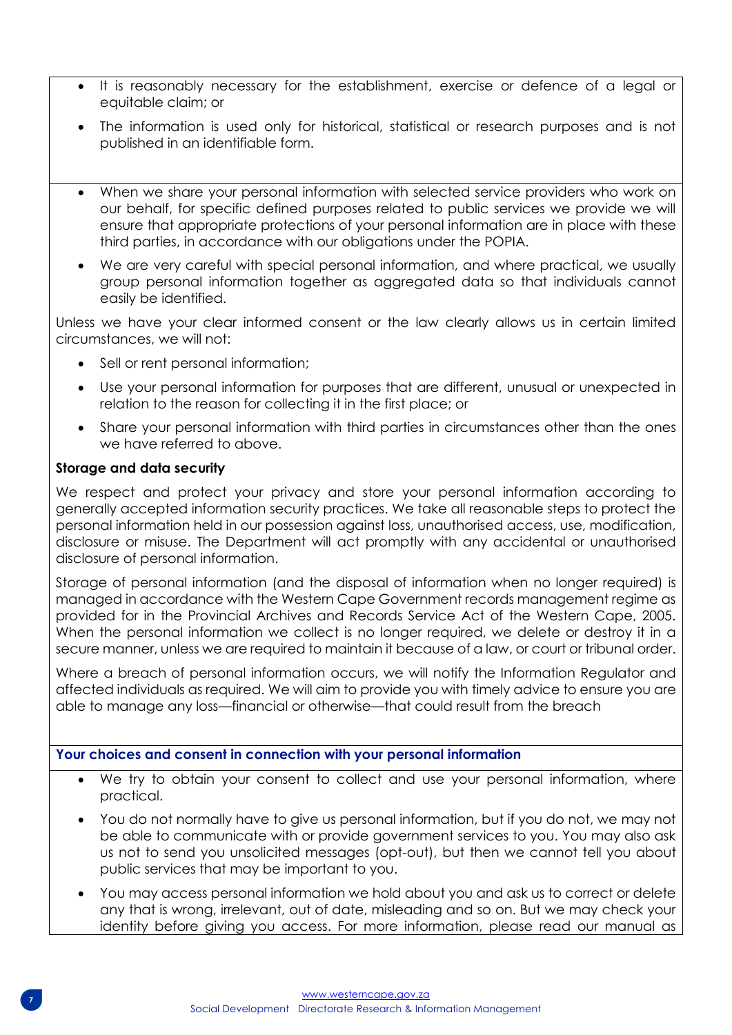- It is reasonably necessary for the establishment, exercise or defence of a legal or equitable claim; or
- The information is used only for historical, statistical or research purposes and is not published in an identifiable form.

- When we share your personal information with selected service providers who work on our behalf, for specific defined purposes related to public services we provide we will ensure that appropriate protections of your personal information are in place with these third parties, in accordance with our obligations under the POPIA.
- We are very careful with special personal information, and where practical, we usually group personal information together as aggregated data so that individuals cannot easily be identified.

Unless we have your clear informed consent or the law clearly allows us in certain limited circumstances, we will not:

- Sell or rent personal information;
- Use your personal information for purposes that are different, unusual or unexpected in relation to the reason for collecting it in the first place; or
- Share your personal information with third parties in circumstances other than the ones we have referred to above.

**Storage and data security**

We respect and protect your privacy and store your personal information according to generally accepted information security practices. We take all reasonable steps to protect the personal information held in our possession against loss, unauthorised access, use, modification, disclosure or misuse. The Department will act promptly with any accidental or unauthorised disclosure of personal information.

Storage of personal information (and the disposal of information when no longer required) is managed in accordance with the Western Cape Government records management regime as provided for in the Provincial Archives and Records Service Act of the Western Cape, 2005. When the personal information we collect is no longer required, we delete or destroy it in a secure manner, unless we are required to maintain it because of a law, or court or tribunal order.

Where a breach of personal information occurs, we will notify the Information Regulator and affected individuals as required. We will aim to provide you with timely advice to ensure you are able to manage any loss—financial or otherwise—that could result from the breach

**Your choices and consent in connection with your personal information**

- We try to obtain your consent to collect and use your personal information, where practical.
- You do not normally have to give us personal information, but if you do not, we may not be able to communicate with or provide government services to you. You may also ask us not to send you unsolicited messages (opt-out), but then we cannot tell you about public services that may be important to you.
- You may access personal information we hold about you and ask us to correct or delete any that is wrong, irrelevant, out of date, misleading and so on. But we may check your identity before giving you access. For more information, please read our manual as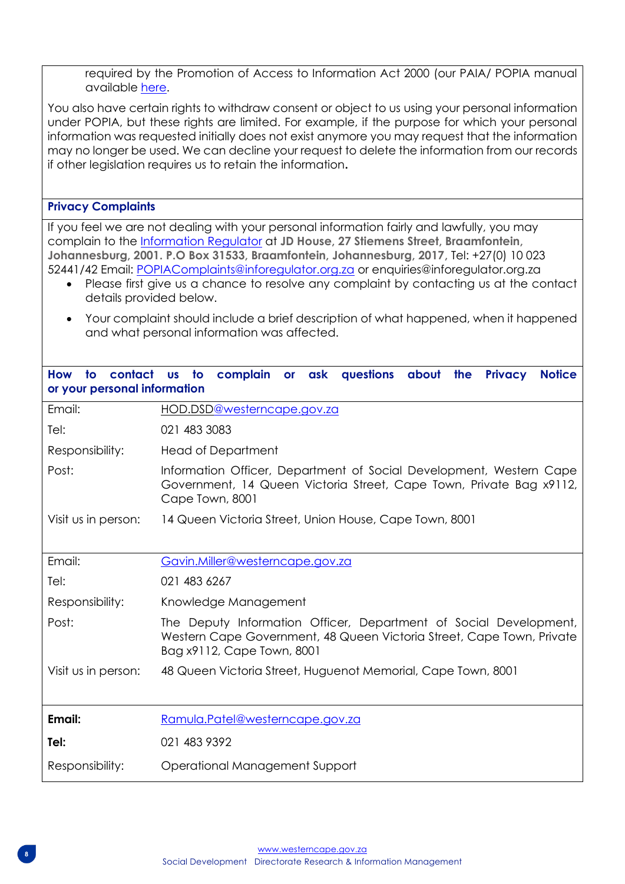required by the Promotion of Access to Information Act 2000 (our PAIA/ POPIA manual available [here](#)).

You also have certain rights to withdraw consent or object to us using your personal information under POPIA, but these rights are limited. For example, if the purpose for which your personal information was requested initially does not exist anymore you may request that the information may no longer be used. We can decline your request to delete the information from our records if other legislation requires us to retain the information**.**

**Privacy Complaints**

If you feel we are not dealing with your personal information fairly and lawfully, you may complain to the [Information Regulator](#) at **JD House, 27 Stiemens Street, Braamfontein, Johannesburg, 2001. P.O Box 31533, Braamfontein, Johannesburg, 2017,** Tel: +27(0) 10 023 52441/42 Email: POPIAComplaints@inforegulator.org.za or enquiries@inforegulator.org.za

- Please first give us a chance to resolve any complaint by contacting us at the contact details provided below.
- Your complaint should include a brief description of what happened, when it happened and what personal information was affected.

**How to contact us to complain or ask questions about the Privacy Notice or your personal information**

| | |
|---|---|
| Email: | HOD.DSD@westerncape.gov.za |
| Tel: | 021 483 3083 |
| Responsibility: | Head of Department |
| Post: | Information Officer, Department of Social Development, Western Cape Government, 14 Queen Victoria Street, Cape Town, Private Bag x9112, Cape Town, 8001 |
| Visit us in person: | 14 Queen Victoria Street, Union House, Cape Town, 8001 |

| | |
|---|---|
| Email: | Gavin.Miller@westerncape.gov.za |
| Tel: | 021 483 6267 |
| Responsibility: | Knowledge Management |
| Post: | The Deputy Information Officer, Department of Social Development, Western Cape Government, 48 Queen Victoria Street, Cape Town, Private Bag x9112, Cape Town, 8001 |
| Visit us in person: | 48 Queen Victoria Street, Huguenot Memorial, Cape Town, 8001 |

| | |
|---|---|
| **Email:** | Ramula.Patel@westerncape.gov.za |
| **Tel:** | 021 483 9392 |
| Responsibility: | Operational Management Support |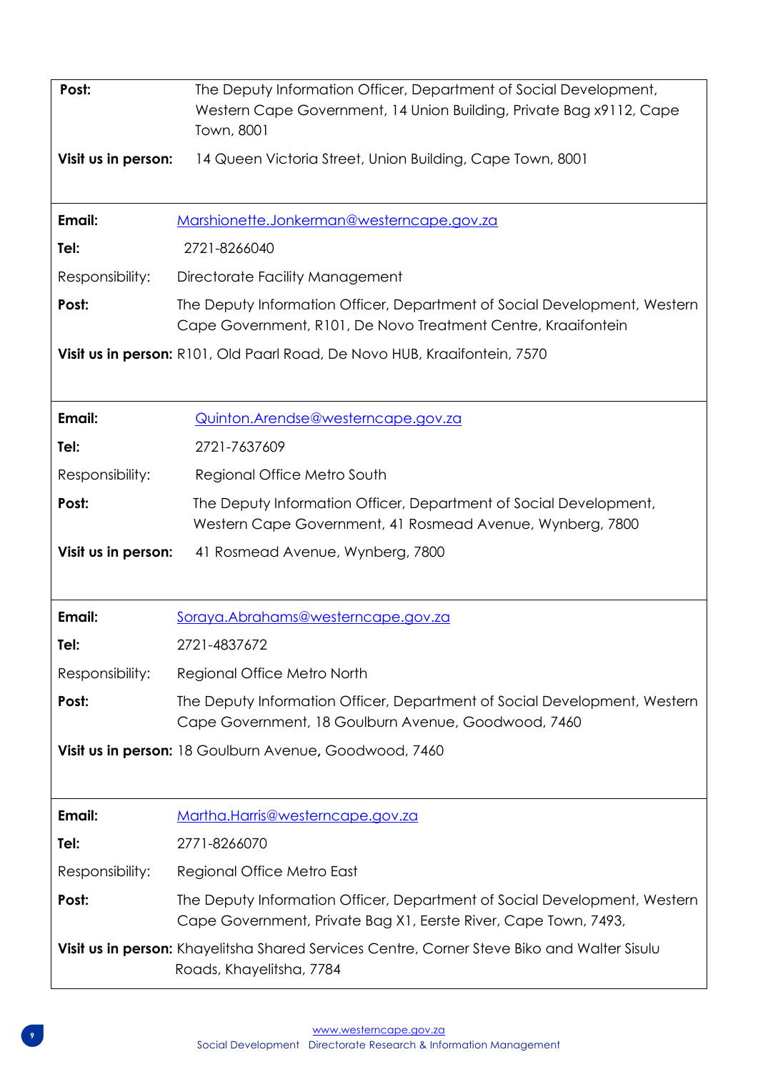| | |
|---|---|
| **Post:** | The Deputy Information Officer, Department of Social Development, Western Cape Government, 14 Union Building, Private Bag x9112, Cape Town, 8001 |
| **Visit us in person:** | 14 Queen Victoria Street, Union Building, Cape Town, 8001 |

| | |
|---|---|
| **Email:** | Marshionette.Jonkerman@westerncape.gov.za |
| **Tel:** | 2721-8266040 |
| Responsibility: | Directorate Facility Management |
| **Post:** | The Deputy Information Officer, Department of Social Development, Western Cape Government, R101, De Novo Treatment Centre, Kraaifontein |
| **Visit us in person:** | R101, Old Paarl Road, De Novo HUB, Kraaifontein, 7570 |

| | |
|---|---|
| **Email:** | Quinton.Arendse@westerncape.gov.za |
| **Tel:** | 2721-7637609 |
| Responsibility: | Regional Office Metro South |
| **Post:** | The Deputy Information Officer, Department of Social Development, Western Cape Government, 41 Rosmead Avenue, Wynberg, 7800 |
| **Visit us in person:** | 41 Rosmead Avenue, Wynberg, 7800 |

| | |
|---|---|
| **Email:** | Soraya.Abrahams@westerncape.gov.za |
| **Tel:** | 2721-4837672 |
| Responsibility: | Regional Office Metro North |
| **Post:** | The Deputy Information Officer, Department of Social Development, Western Cape Government, 18 Goulburn Avenue, Goodwood, 7460 |
| **Visit us in person:** | 18 Goulburn Avenue, Goodwood, 7460 |

| | |
|---|---|
| **Email:** | Martha.Harris@westerncape.gov.za |
| **Tel:** | 2771-8266070 |
| Responsibility: | Regional Office Metro East |
| **Post:** | The Deputy Information Officer, Department of Social Development, Western Cape Government, Private Bag X1, Eerste River, Cape Town, 7493, |
| **Visit us in person:** | Khayelitsha Shared Services Centre, Corner Steve Biko and Walter Sisulu Roads, Khayelitsha, 7784 |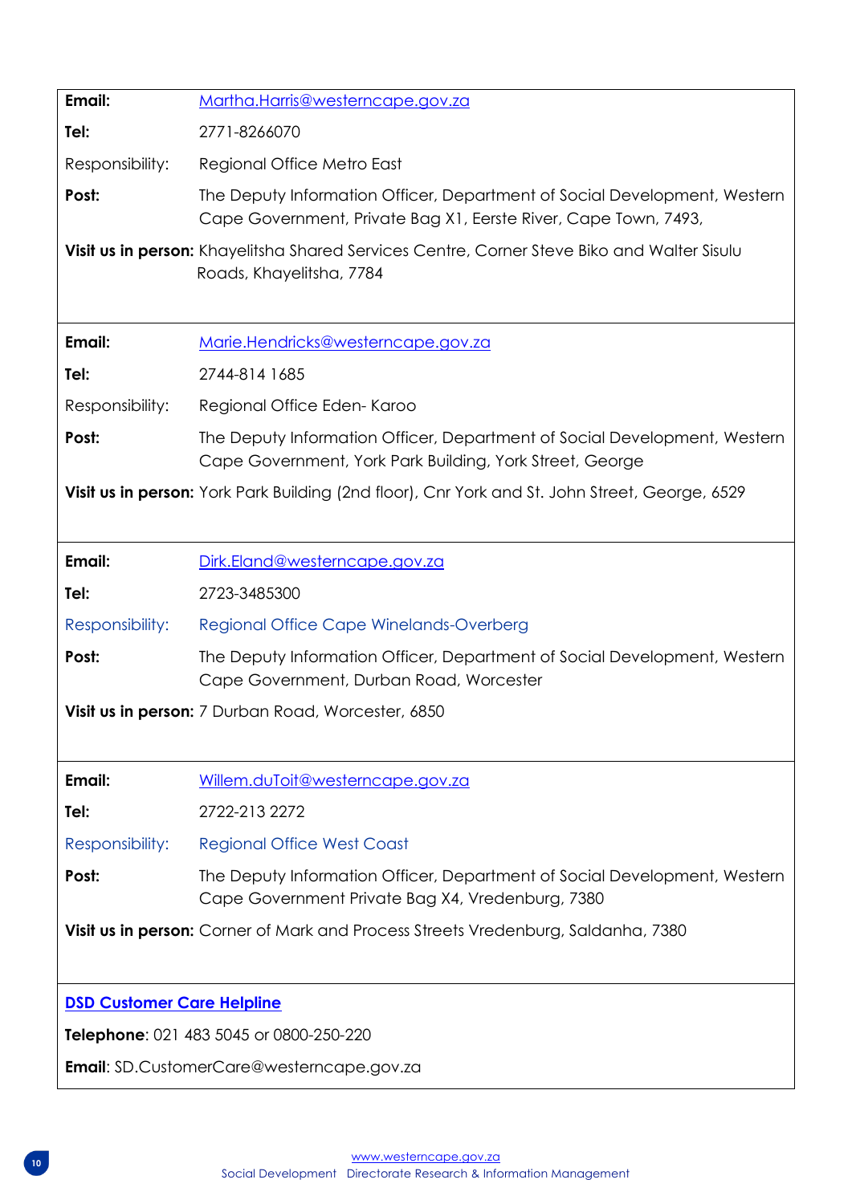| | |
|---|---|
| **Email:** | Martha.Harris@westerncape.gov.za |
| **Tel:** | 2771-8266070 |
| Responsibility: | Regional Office Metro East |
| **Post:** | The Deputy Information Officer, Department of Social Development, Western Cape Government, Private Bag X1, Eerste River, Cape Town, 7493, |
| **Visit us in person:** | Khayelitsha Shared Services Centre, Corner Steve Biko and Walter Sisulu Roads, Khayelitsha, 7784 |

| | |
|---|---|
| **Email:** | Marie.Hendricks@westerncape.gov.za |
| **Tel:** | 2744-814 1685 |
| Responsibility: | Regional Office Eden- Karoo |
| **Post:** | The Deputy Information Officer, Department of Social Development, Western Cape Government, York Park Building, York Street, George |
| **Visit us in person:** | York Park Building (2nd floor), Cnr York and St. John Street, George, 6529 |

| | |
|---|---|
| **Email:** | Dirk.Eland@westerncape.gov.za |
| **Tel:** | 2723-3485300 |
| Responsibility: | Regional Office Cape Winelands-Overberg |
| **Post:** | The Deputy Information Officer, Department of Social Development, Western Cape Government, Durban Road, Worcester |
| **Visit us in person:** | 7 Durban Road, Worcester, 6850 |

| | |
|---|---|
| **Email:** | Willem.duToit@westerncape.gov.za |
| **Tel:** | 2722-213 2272 |
| Responsibility: | Regional Office West Coast |
| **Post:** | The Deputy Information Officer, Department of Social Development, Western Cape Government Private Bag X4, Vredenburg, 7380 |
| **Visit us in person:** | Corner of Mark and Process Streets Vredenburg, Saldanha, 7380 |

**DSD Customer Care Helpline**

**Telephone**: 021 483 5045 or 0800-250-220

**Email**: SD.CustomerCare@westerncape.gov.za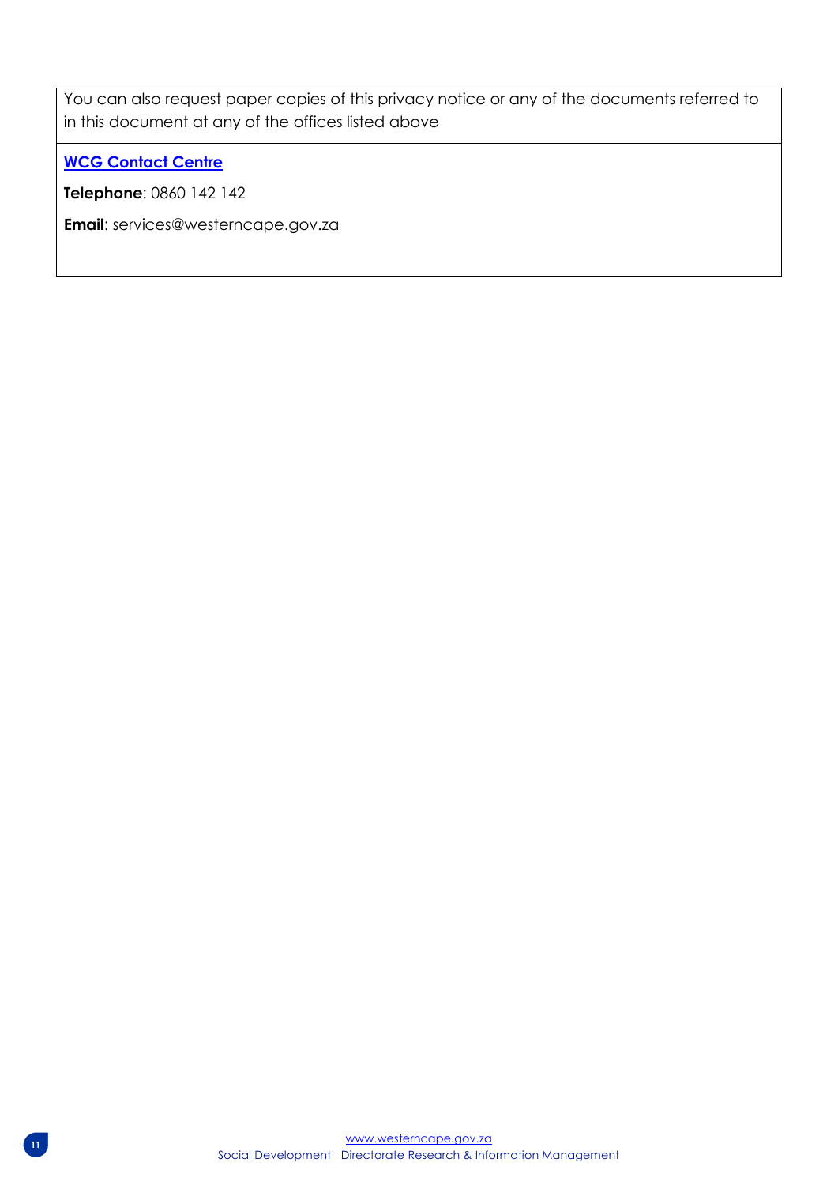| |
|---|
| You can also request paper copies of this privacy notice or any of the documents referred to in this document at any of the offices listed above |
| **WCG Contact Centre**<br><br>**Telephone**: 0860 142 142<br><br>**Email**: services@westerncape.gov.za |